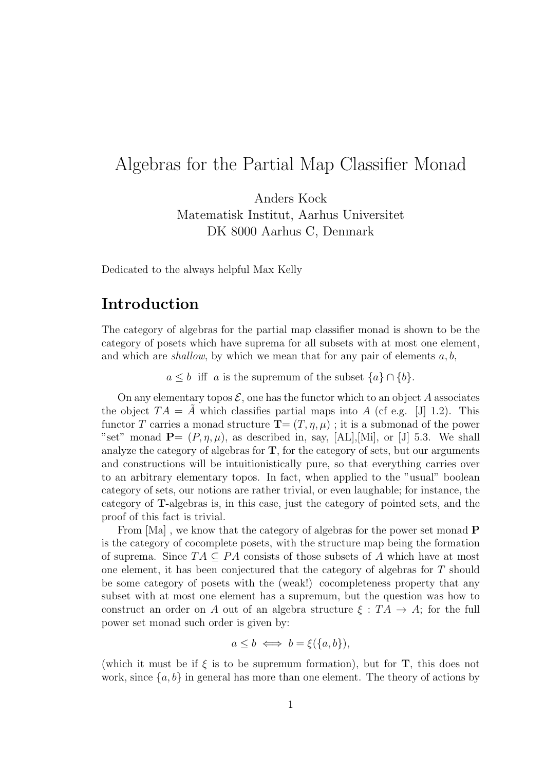# Algebras for the Partial Map Classifier Monad

Anders Kock  
Matematisk Institut, Aarhus Universitet  
DK 8000 Aarhus C, Denmark

Dedicated to the always helpful Max Kelly

## Introduction

The category of algebras for the partial map classifier monad is shown to be the category of posets which have suprema for all subsets with at most one element, and which are *shallow*, by which we mean that for any pair of elements $a, b$,

$$a \leq b \text{ iff } a \text{ is the supremum of the subset } \{a\} \cap \{b\}.$$

On any elementary topos $\mathcal{E}$, one has the functor which to an object $A$ associates the object $TA = \tilde{A}$ which classifies partial maps into $A$ (cf e.g. [J] 1.2). This functor $T$ carries a monad structure $\mathbf{T}= (T, \eta, \mu)$ ; it is a submonad of the power "set" monad $\mathbf{P}= (P, \eta, \mu)$, as described in, say, [AL],[Mi], or [J] 5.3. We shall analyze the category of algebras for $\mathbf{T}$, for the category of sets, but our arguments and constructions will be intuitionistically pure, so that everything carries over to an arbitrary elementary topos. In fact, when applied to the "usual" boolean category of sets, our notions are rather trivial, or even laughable; for instance, the category of $\mathbf{T}$-algebras is, in this case, just the category of pointed sets, and the proof of this fact is trivial.

From [Ma] , we know that the category of algebras for the power set monad $\mathbf{P}$ is the category of cocomplete posets, with the structure map being the formation of suprema. Since $TA \subseteq PA$ consists of those subsets of $A$ which have at most one element, it has been conjectured that the category of algebras for $T$ should be some category of posets with the (weak!) cocompleteness property that any subset with at most one element has a supremum, but the question was how to construct an order on $A$ out of an algebra structure $\xi : TA \to A$; for the full power set monad such order is given by:

$$a \leq b \iff b = \xi(\{a, b\}),$$

(which it must be if $\xi$ is to be supremum formation), but for $\mathbf{T}$, this does not work, since $\{a, b\}$ in general has more than one element. The theory of actions by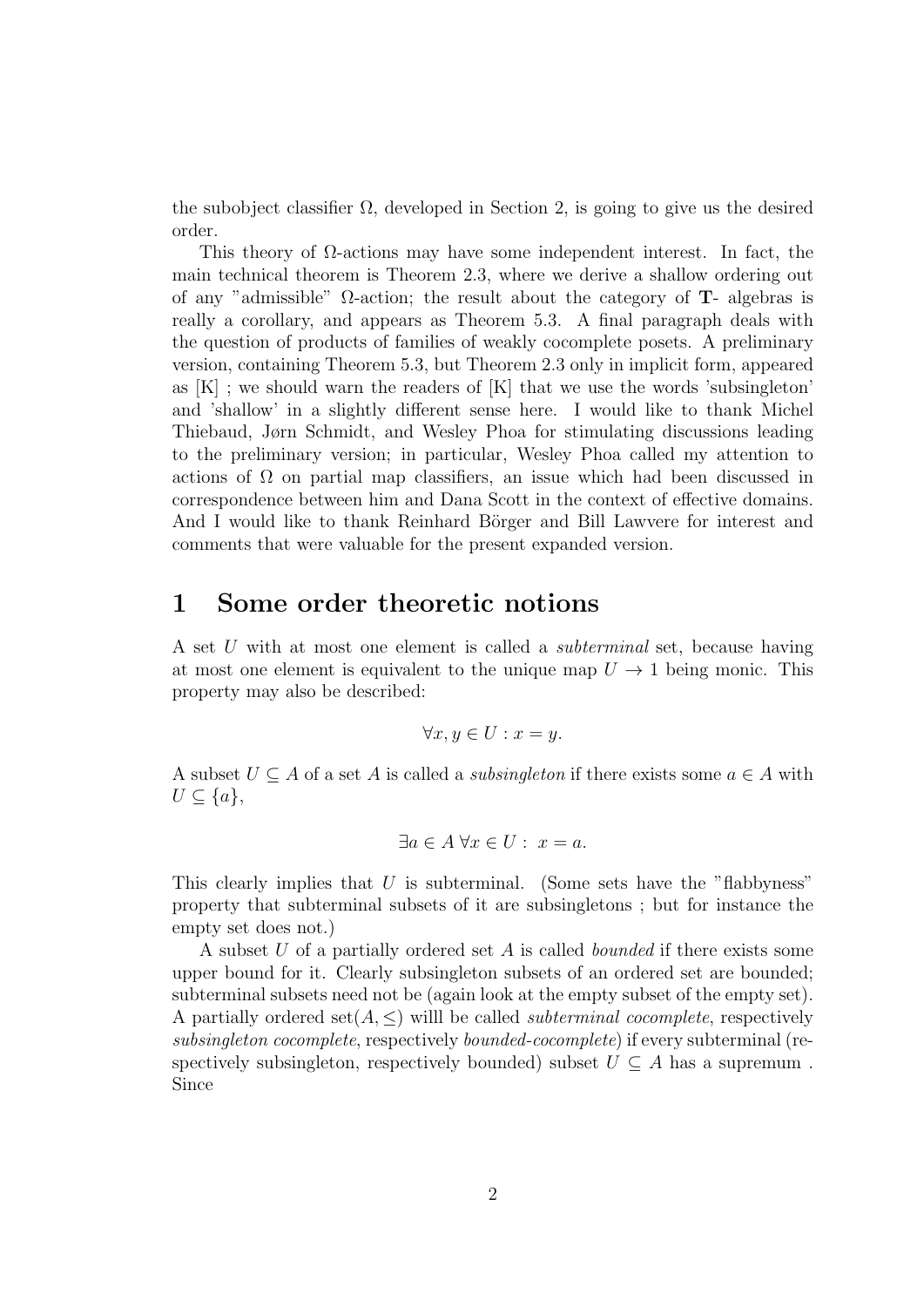the subobject classifier $\Omega$, developed in Section 2, is going to give us the desired order.

This theory of $\Omega$-actions may have some independent interest. In fact, the main technical theorem is Theorem 2.3, where we derive a shallow ordering out of any "admissible" $\Omega$-action; the result about the category of **T**- algebras is really a corollary, and appears as Theorem 5.3. A final paragraph deals with the question of products of families of weakly cocomplete posets. A preliminary version, containing Theorem 5.3, but Theorem 2.3 only in implicit form, appeared as [K] ; we should warn the readers of [K] that we use the words 'subsingleton' and 'shallow' in a slightly different sense here. I would like to thank Michel Thiebaud, Jørn Schmidt, and Wesley Phoa for stimulating discussions leading to the preliminary version; in particular, Wesley Phoa called my attention to actions of $\Omega$ on partial map classifiers, an issue which had been discussed in correspondence between him and Dana Scott in the context of effective domains. And I would like to thank Reinhard Börger and Bill Lawvere for interest and comments that were valuable for the present expanded version.

# 1 Some order theoretic notions

A set $U$ with at most one element is called a *subterminal* set, because having at most one element is equivalent to the unique map $U \to 1$ being monic. This property may also be described:

$$\forall x, y \in U : x = y.$$

A subset $U \subseteq A$ of a set $A$ is called a *subsingleton* if there exists some $a \in A$ with $U \subseteq \{a\}$,

$$\exists a \in A \, \forall x \in U : \; x = a.$$

This clearly implies that $U$ is subterminal. (Some sets have the "flabbyness" property that subterminal subsets of it are subsingletons ; but for instance the empty set does not.)

A subset $U$ of a partially ordered set $A$ is called *bounded* if there exists some upper bound for it. Clearly subsingleton subsets of an ordered set are bounded; subterminal subsets need not be (again look at the empty subset of the empty set). A partially ordered set$(A, \leq)$ willl be called *subterminal cocomplete*, respectively *subsingleton cocomplete*, respectively *bounded-cocomplete*) if every subterminal (respectively subsingleton, respectively bounded) subset $U \subseteq A$ has a supremum . Since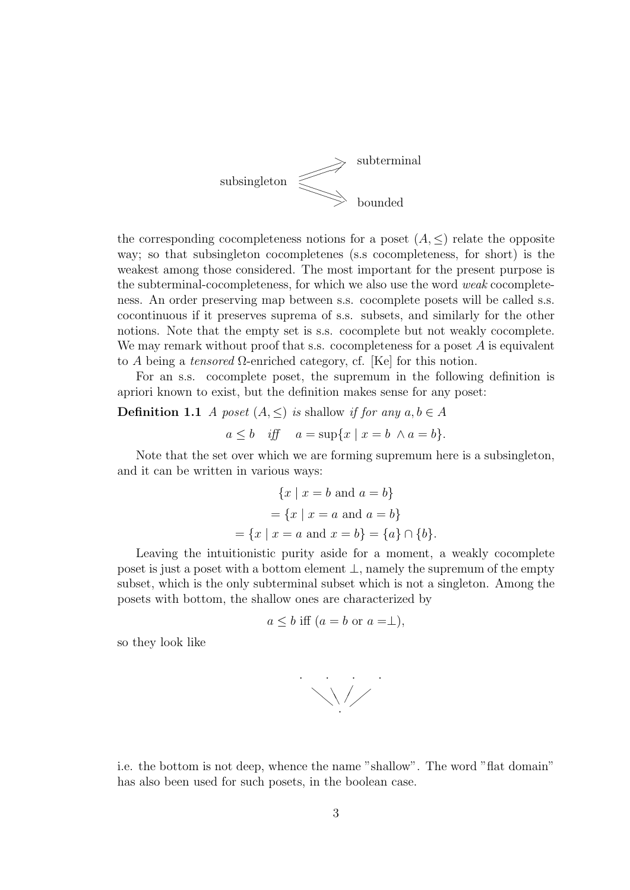$$\text{subsingleton} \begin{array}{l} \Rightarrow \text{subterminal} \\ \Rightarrow \text{bounded} \end{array}$$

the corresponding cocompleteness notions for a poset $(A, \leq)$ relate the opposite way; so that subsingleton cocompletenes (s.s cocompleteness, for short) is the weakest among those considered. The most important for the present purpose is the subterminal-cocompleteness, for which we also use the word *weak* cocompleteness. An order preserving map between s.s. cocomplete posets will be called s.s. cocontinuous if it preserves suprema of s.s. subsets, and similarly for the other notions. Note that the empty set is s.s. cocomplete but not weakly cocomplete. We may remark without proof that s.s. cocompleteness for a poset $A$ is equivalent to $A$ being a *tensored* $\Omega$-enriched category, cf. [Ke] for this notion.

For an s.s. cocomplete poset, the supremum in the following definition is apriori known to exist, but the definition makes sense for any poset:

**Definition 1.1** *A poset* $(A, \leq)$ *is* shallow *if for any* $a, b \in A$

$$a \leq b \quad \textit{iff} \quad a = \sup\{x \mid x = b \wedge a = b\}.$$

Note that the set over which we are forming supremum here is a subsingleton, and it can be written in various ways:

$$\begin{aligned} &\{x \mid x = b \text{ and } a = b\} \\ &= \{x \mid x = a \text{ and } a = b\} \\ &= \{x \mid x = a \text{ and } x = b\} = \{a\} \cap \{b\}. \end{aligned}$$

Leaving the intuitionistic purity aside for a moment, a weakly cocomplete poset is just a poset with a bottom element $\perp$, namely the supremum of the empty subset, which is the only subterminal subset which is not a singleton. Among the posets with bottom, the shallow ones are characterized by

$$a \leq b \text{ iff } (a = b \text{ or } a = \perp),$$

so they look like

$$\begin{array}{cccc} \cdot & \cdot & \cdot & \cdot \\ & \searrow\!\!\searrow\!\!\swarrow\!\!\swarrow & & \\ & \cdot & & \end{array}$$

i.e. the bottom is not deep, whence the name "shallow". The word "flat domain" has also been used for such posets, in the boolean case.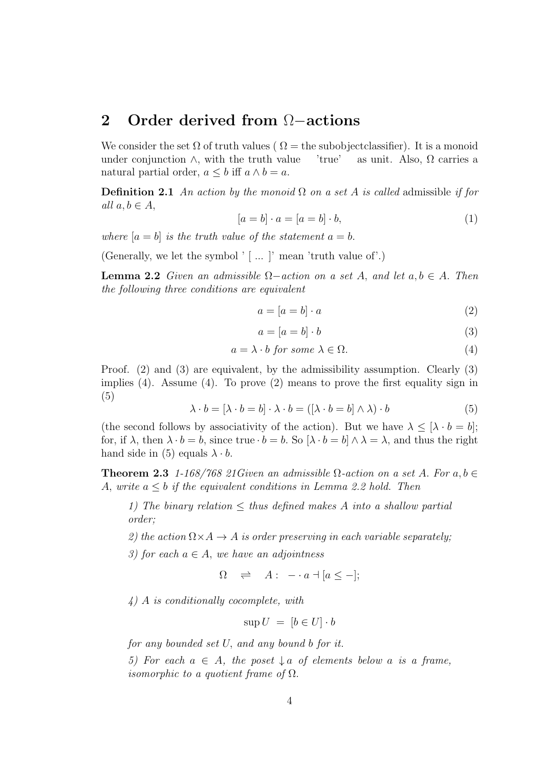## 2 Order derived from $\Omega-$actions

We consider the set $\Omega$ of truth values ( $\Omega =$ the subobjectclassifier). It is a monoid under conjunction $\wedge$, with the truth value 'true' as unit. Also, $\Omega$ carries a natural partial order, $a \leq b$ iff $a \wedge b = a$.

**Definition 2.1** *An action by the monoid $\Omega$ on a set $A$ is called* admissible *if for all $a, b \in A$,*

$$[a = b] \cdot a = [a = b] \cdot b, \tag{1}$$

*where $[a = b]$ is the truth value of the statement $a = b$.*

(Generally, we let the symbol ' [ ... ]' mean 'truth value of'.)

**Lemma 2.2** *Given an admissible $\Omega-$action on a set $A$, and let $a, b \in A$. Then the following three conditions are equivalent*

$$a = [a = b] \cdot a \tag{2}$$

$$a = [a = b] \cdot b \tag{3}$$

$$a = \lambda \cdot b \text{ for some } \lambda \in \Omega. \tag{4}$$

Proof. (2) and (3) are equivalent, by the admissibility assumption. Clearly (3) implies (4). Assume (4). To prove (2) means to prove the first equality sign in (5)

$$\lambda \cdot b = [\lambda \cdot b = b] \cdot \lambda \cdot b = ([\lambda \cdot b = b] \wedge \lambda) \cdot b \tag{5}$$

(the second follows by associativity of the action). But we have $\lambda \leq [\lambda \cdot b = b]$; for, if $\lambda$, then $\lambda \cdot b = b$, since $\text{true} \cdot b = b$. So $[\lambda \cdot b = b] \wedge \lambda = \lambda$, and thus the right hand side in (5) equals $\lambda \cdot b$.

**Theorem 2.3** *1-168/768 21Given an admissible $\Omega$-action on a set $A$. For $a, b \in A$, write $a \leq b$ if the equivalent conditions in Lemma 2.2 hold. Then*

*1) The binary relation $\leq$ thus defined makes $A$ into a shallow partial order;*

*2) the action $\Omega \times A \to A$ is order preserving in each variable separately;*

*3) for each $a \in A$, we have an adjointness*

$$\Omega \quad \rightleftharpoons \quad A: \;\; - \cdot a \dashv [a \leq -];$$

*4) $A$ is conditionally cocomplete, with*

$$\sup U \;=\; [b \in U] \cdot b$$

*for any bounded set $U$, and any bound $b$ for it.*

*5) For each $a \in A$, the poset $\downarrow a$ of elements below $a$ is a frame, isomorphic to a quotient frame of $\Omega$.*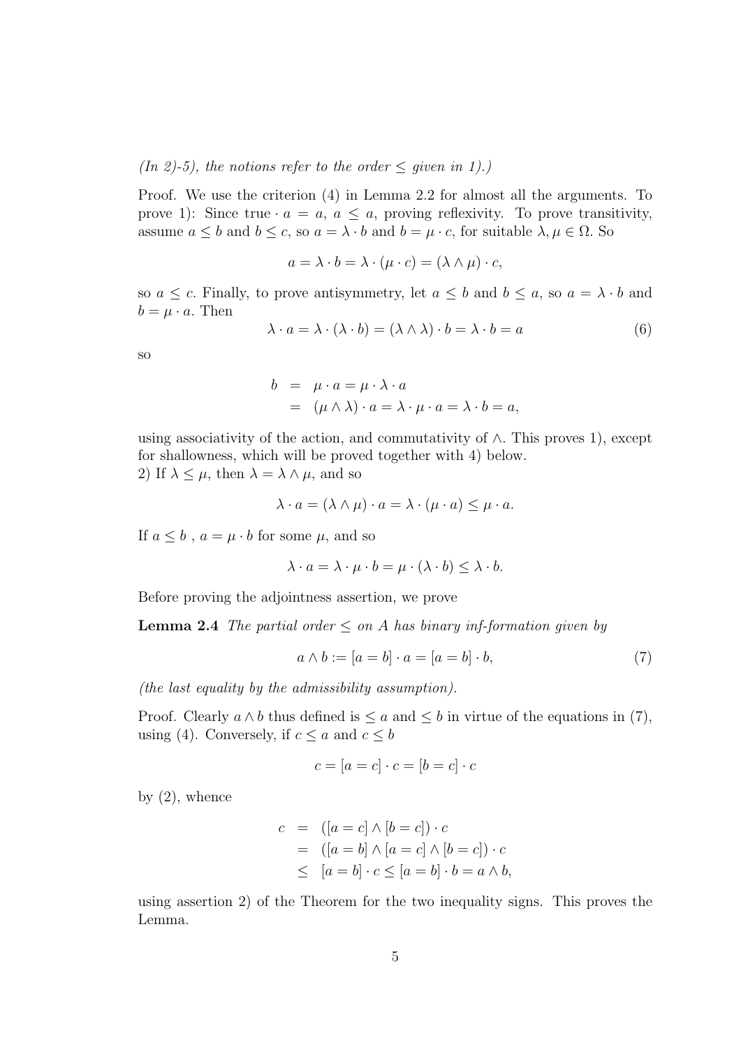*(In 2)-5), the notions refer to the order $\leq$ given in 1).)*

Proof. We use the criterion (4) in Lemma 2.2 for almost all the arguments. To prove 1): Since true $\cdot\, a = a$, $a \leq a$, proving reflexivity. To prove transitivity, assume $a \leq b$ and $b \leq c$, so $a = \lambda \cdot b$ and $b = \mu \cdot c$, for suitable $\lambda, \mu \in \Omega$. So

$$a = \lambda \cdot b = \lambda \cdot (\mu \cdot c) = (\lambda \wedge \mu) \cdot c,$$

so $a \leq c$. Finally, to prove antisymmetry, let $a \leq b$ and $b \leq a$, so $a = \lambda \cdot b$ and $b = \mu \cdot a$. Then

$$\lambda \cdot a = \lambda \cdot (\lambda \cdot b) = (\lambda \wedge \lambda) \cdot b = \lambda \cdot b = a \tag{6}$$

so

$$\begin{aligned} b &= \mu \cdot a = \mu \cdot \lambda \cdot a \\ &= (\mu \wedge \lambda) \cdot a = \lambda \cdot \mu \cdot a = \lambda \cdot b = a, \end{aligned}$$

using associativity of the action, and commutativity of $\wedge$. This proves 1), except for shallowness, which will be proved together with 4) below.

2) If $\lambda \leq \mu$, then $\lambda = \lambda \wedge \mu$, and so

$$\lambda \cdot a = (\lambda \wedge \mu) \cdot a = \lambda \cdot (\mu \cdot a) \leq \mu \cdot a.$$

If $a \leq b$ , $a = \mu \cdot b$ for some $\mu$, and so

$$\lambda \cdot a = \lambda \cdot \mu \cdot b = \mu \cdot (\lambda \cdot b) \leq \lambda \cdot b.$$

Before proving the adjointness assertion, we prove

**Lemma 2.4** *The partial order $\leq$ on $A$ has binary inf-formation given by*

$$a \wedge b := [a = b] \cdot a = [a = b] \cdot b, \tag{7}$$

*(the last equality by the admissibility assumption).*

Proof. Clearly $a \wedge b$ thus defined is $\leq a$ and $\leq b$ in virtue of the equations in (7), using (4). Conversely, if $c \leq a$ and $c \leq b$

$$c = [a = c] \cdot c = [b = c] \cdot c$$

by (2), whence

$$\begin{aligned} c &= ([a = c] \wedge [b = c]) \cdot c \\ &= ([a = b] \wedge [a = c] \wedge [b = c]) \cdot c \\ &\leq [a = b] \cdot c \leq [a = b] \cdot b = a \wedge b, \end{aligned}$$

using assertion 2) of the Theorem for the two inequality signs. This proves the Lemma.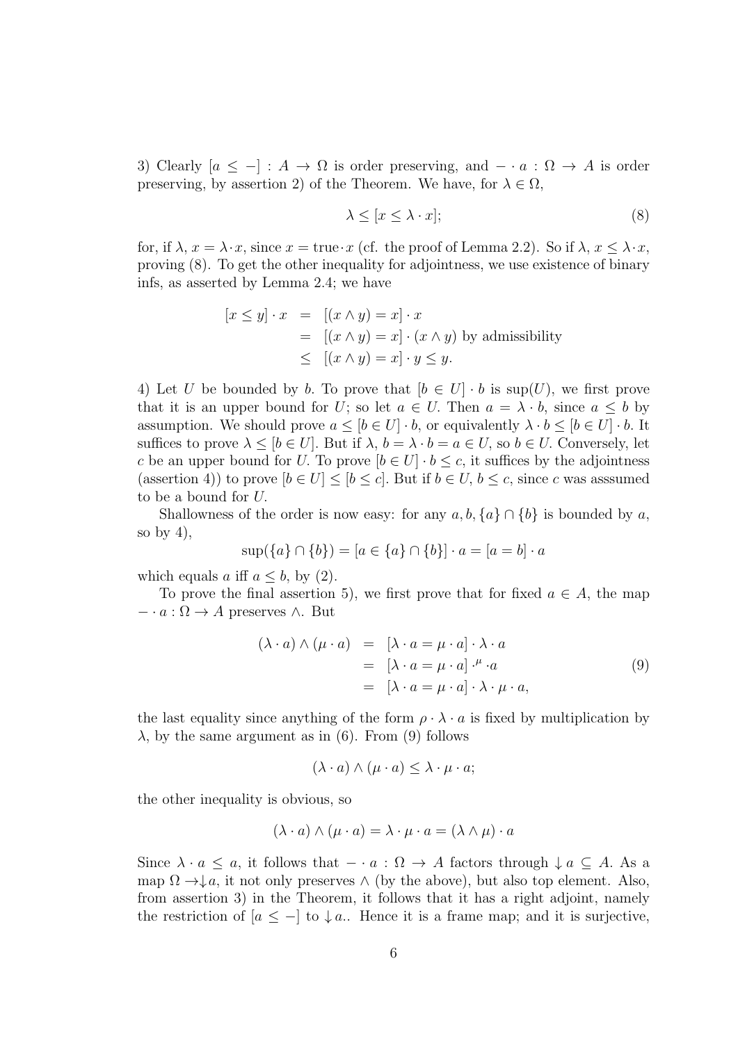3) Clearly $[a \leq -] : A \to \Omega$ is order preserving, and $- \cdot a : \Omega \to A$ is order preserving, by assertion 2) of the Theorem. We have, for $\lambda \in \Omega$,

$$\lambda \leq [x \leq \lambda \cdot x]; \tag{8}$$

for, if $\lambda$, $x = \lambda \cdot x$, since $x = \text{true} \cdot x$ (cf. the proof of Lemma 2.2). So if $\lambda$, $x \leq \lambda \cdot x$, proving (8). To get the other inequality for adjointness, we use existence of binary infs, as asserted by Lemma 2.4; we have

$$\begin{aligned} [x \leq y] \cdot x &= [(x \wedge y) = x] \cdot x \\ &= [(x \wedge y) = x] \cdot (x \wedge y) \text{ by admissibility} \\ &\leq [(x \wedge y) = x] \cdot y \leq y. \end{aligned}$$

4) Let $U$ be bounded by $b$. To prove that $[b \in U] \cdot b$ is $\sup(U)$, we first prove that it is an upper bound for $U$; so let $a \in U$. Then $a = \lambda \cdot b$, since $a \leq b$ by assumption. We should prove $a \leq [b \in U] \cdot b$, or equivalently $\lambda \cdot b \leq [b \in U] \cdot b$. It suffices to prove $\lambda \leq [b \in U]$. But if $\lambda$, $b = \lambda \cdot b = a \in U$, so $b \in U$. Conversely, let $c$ be an upper bound for $U$. To prove $[b \in U] \cdot b \leq c$, it suffices by the adjointness (assertion 4)) to prove $[b \in U] \leq [b \leq c]$. But if $b \in U$, $b \leq c$, since $c$ was asssumed to be a bound for $U$.

Shallowness of the order is now easy: for any $a, b, \{a\} \cap \{b\}$ is bounded by $a$, so by 4),

$$\sup(\{a\} \cap \{b\}) = [a \in \{a\} \cap \{b\}] \cdot a = [a = b] \cdot a$$

which equals $a$ iff $a \leq b$, by (2).

To prove the final assertion 5), we first prove that for fixed $a \in A$, the map $- \cdot a : \Omega \to A$ preserves $\wedge$. But

$$\begin{aligned} (\lambda \cdot a) \wedge (\mu \cdot a) &= [\lambda \cdot a = \mu \cdot a] \cdot \lambda \cdot a \\ &= [\lambda \cdot a = \mu \cdot a] \cdot^{\mu} \cdot a \\ &= [\lambda \cdot a = \mu \cdot a] \cdot \lambda \cdot \mu \cdot a, \end{aligned} \tag{9}$$

the last equality since anything of the form $\rho \cdot \lambda \cdot a$ is fixed by multiplication by $\lambda$, by the same argument as in (6). From (9) follows

$$(\lambda \cdot a) \wedge (\mu \cdot a) \leq \lambda \cdot \mu \cdot a;$$

the other inequality is obvious, so

$$(\lambda \cdot a) \wedge (\mu \cdot a) = \lambda \cdot \mu \cdot a = (\lambda \wedge \mu) \cdot a$$

Since $\lambda \cdot a \leq a$, it follows that $- \cdot a : \Omega \to A$ factors through $\downarrow a \subseteq A$. As a map $\Omega \to \downarrow a$, it not only preserves $\wedge$ (by the above), but also top element. Also, from assertion 3) in the Theorem, it follows that it has a right adjoint, namely the restriction of $[a \leq -]$ to $\downarrow a.$. Hence it is a frame map; and it is surjective,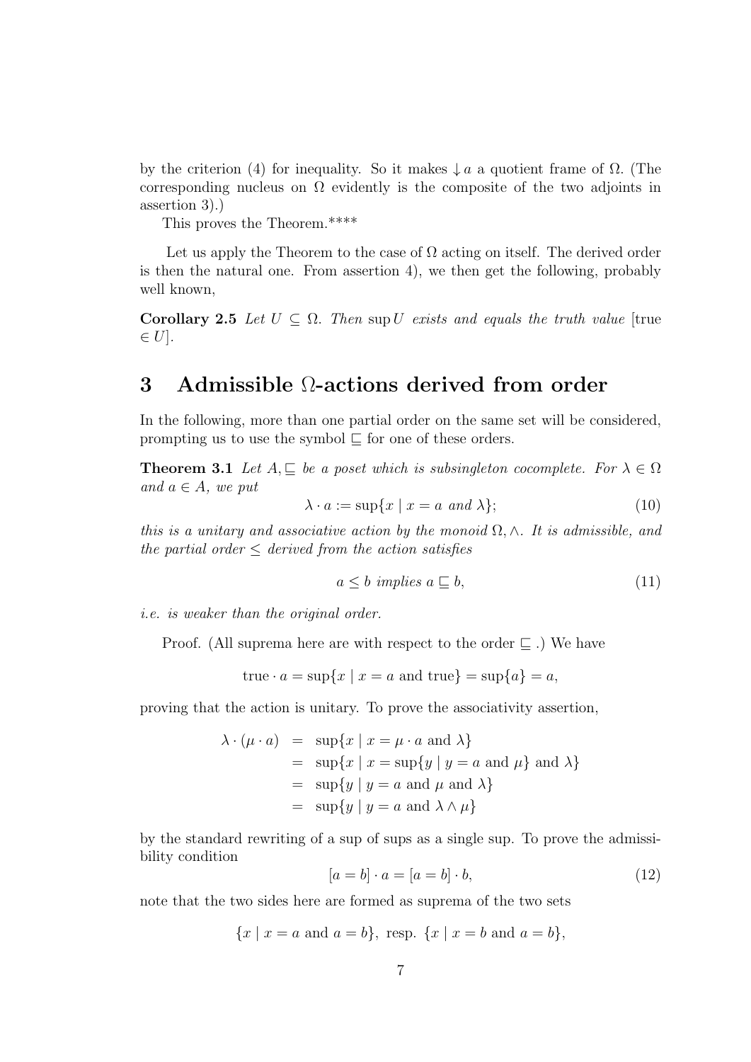by the criterion (4) for inequality. So it makes $\downarrow a$ a quotient frame of $\Omega$. (The corresponding nucleus on $\Omega$ evidently is the composite of the two adjoints in assertion 3).)

This proves the Theorem.****

Let us apply the Theorem to the case of $\Omega$ acting on itself. The derived order is then the natural one. From assertion 4), we then get the following, probably well known,

**Corollary 2.5** *Let $U \subseteq \Omega$. Then $\sup U$ exists and equals the truth value* [true $\in U$].

## 3 Admissible $\Omega$-actions derived from order

In the following, more than one partial order on the same set will be considered, prompting us to use the symbol $\sqsubseteq$ for one of these orders.

**Theorem 3.1** *Let $A, \sqsubseteq$ be a poset which is subsingleton cocomplete. For $\lambda \in \Omega$ and $a \in A$, we put*

$$\lambda \cdot a := \sup\{x \mid x = a \text{ and } \lambda\}; \tag{10}$$

*this is a unitary and associative action by the monoid $\Omega, \wedge$. It is admissible, and the partial order $\leq$ derived from the action satisfies*

$$a \leq b \text{ implies } a \sqsubseteq b, \tag{11}$$

*i.e. is weaker than the original order.*

Proof. (All suprema here are with respect to the order $\sqsubseteq$ .) We have

$$\text{true} \cdot a = \sup\{x \mid x = a \text{ and true}\} = \sup\{a\} = a,$$

proving that the action is unitary. To prove the associativity assertion,

$$\begin{aligned}
\lambda \cdot (\mu \cdot a) &= \sup\{x \mid x = \mu \cdot a \text{ and } \lambda\} \\
&= \sup\{x \mid x = \sup\{y \mid y = a \text{ and } \mu\} \text{ and } \lambda\} \\
&= \sup\{y \mid y = a \text{ and } \mu \text{ and } \lambda\} \\
&= \sup\{y \mid y = a \text{ and } \lambda \wedge \mu\}
\end{aligned}$$

by the standard rewriting of a sup of sups as a single sup. To prove the admissibility condition

$$[a = b] \cdot a = [a = b] \cdot b, \tag{12}$$

note that the two sides here are formed as suprema of the two sets

$$\{x \mid x = a \text{ and } a = b\}, \text{ resp. } \{x \mid x = b \text{ and } a = b\},$$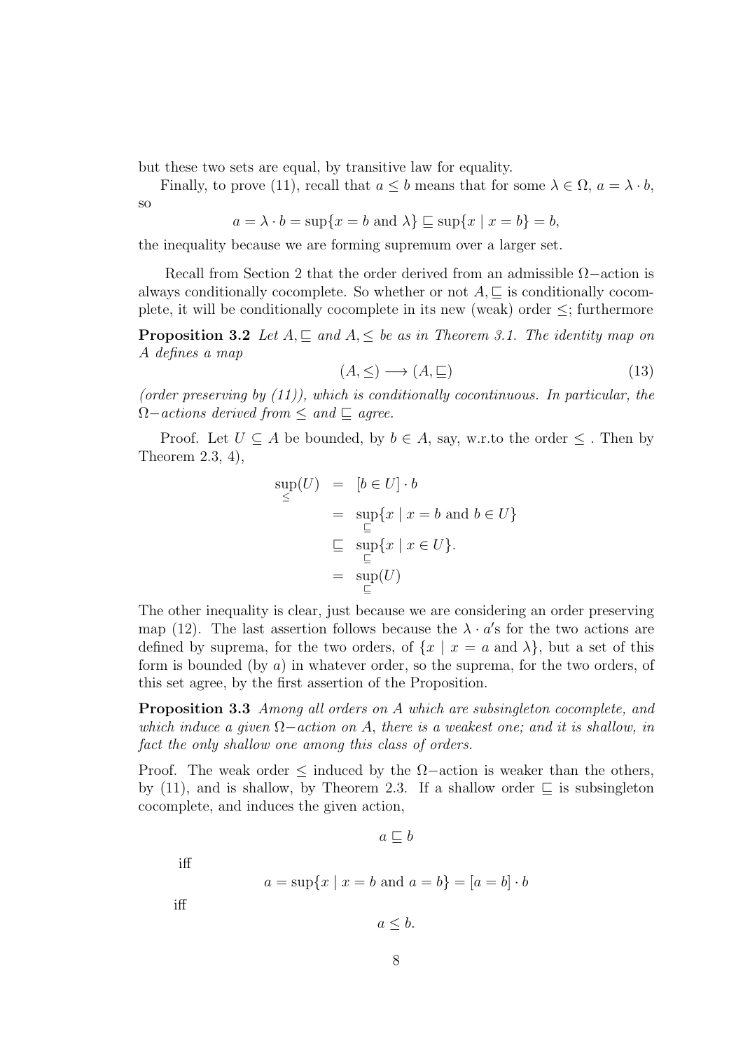but these two sets are equal, by transitive law for equality.

Finally, to prove (11), recall that $a \leq b$ means that for some $\lambda \in \Omega$, $a = \lambda \cdot b$, so

$$a = \lambda \cdot b = \sup\{x = b \text{ and } \lambda\} \sqsubseteq \sup\{x \mid x = b\} = b,$$

the inequality because we are forming supremum over a larger set.

Recall from Section 2 that the order derived from an admissible $\Omega-$action is always conditionally cocomplete. So whether or not $A, \sqsubseteq$ is conditionally cocomplete, it will be conditionally cocomplete in its new (weak) order $\leq$; furthermore

**Proposition 3.2** *Let $A, \sqsubseteq$ and $A, \leq$ be as in Theorem 3.1. The identity map on $A$ defines a map*

$$(A, \leq) \longrightarrow (A, \sqsubseteq) \tag{13}$$

*(order preserving by (11)), which is conditionally cocontinuous. In particular, the $\Omega-$actions derived from $\leq$ and $\sqsubseteq$ agree.*

Proof. Let $U \subseteq A$ be bounded, by $b \in A$, say, w.r.to the order $\leq$ . Then by Theorem 2.3, 4),

$$\begin{aligned}
\sup_{\leq}(U) &= [b \in U] \cdot b \\
&= \sup_{\sqsubseteq}\{x \mid x = b \text{ and } b \in U\} \\
&\sqsubseteq \sup_{\sqsubseteq}\{x \mid x \in U\}. \\
&= \sup_{\sqsubseteq}(U)
\end{aligned}$$

The other inequality is clear, just because we are considering an order preserving map (12). The last assertion follows because the $\lambda \cdot a'$s for the two actions are defined by suprema, for the two orders, of $\{x \mid x = a \text{ and } \lambda\}$, but a set of this form is bounded (by $a$) in whatever order, so the suprema, for the two orders, of this set agree, by the first assertion of the Proposition.

**Proposition 3.3** *Among all orders on $A$ which are subsingleton cocomplete, and which induce a given $\Omega-$action on $A$, there is a weakest one; and it is shallow, in fact the only shallow one among this class of orders.*

Proof. The weak order $\leq$ induced by the $\Omega-$action is weaker than the others, by (11), and is shallow, by Theorem 2.3. If a shallow order $\sqsubseteq$ is subsingleton cocomplete, and induces the given action,

$$a \sqsubseteq b$$

iff

$$a = \sup\{x \mid x = b \text{ and } a = b\} = [a = b] \cdot b$$

iff

$$a \leq b.$$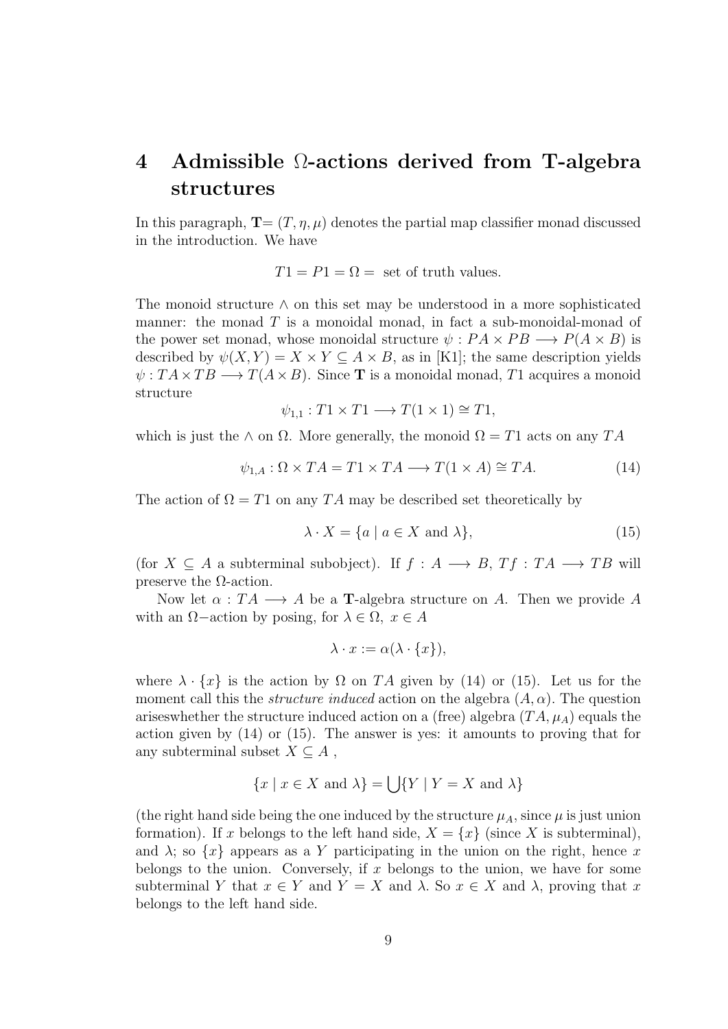# 4 Admissible $\Omega$-actions derived from T-algebra structures

In this paragraph, $\mathbf{T}= (T, \eta, \mu)$ denotes the partial map classifier monad discussed in the introduction. We have

$$T1 = P1 = \Omega = \text{ set of truth values.}$$

The monoid structure $\wedge$ on this set may be understood in a more sophisticated manner: the monad $T$ is a monoidal monad, in fact a sub-monoidal-monad of the power set monad, whose monoidal structure $\psi : PA \times PB \longrightarrow P(A \times B)$ is described by $\psi(X, Y) = X \times Y \subseteq A \times B$, as in [K1]; the same description yields $\psi : TA \times TB \longrightarrow T(A \times B)$. Since $\mathbf{T}$ is a monoidal monad, $T1$ acquires a monoid structure

$$\psi_{1,1} : T1 \times T1 \longrightarrow T(1 \times 1) \cong T1,$$

which is just the $\wedge$ on $\Omega$. More generally, the monoid $\Omega = T1$ acts on any $TA$

$$\psi_{1,A} : \Omega \times TA = T1 \times TA \longrightarrow T(1 \times A) \cong TA. \tag{14}$$

The action of $\Omega = T1$ on any $TA$ may be described set theoretically by

$$\lambda \cdot X = \{a \mid a \in X \text{ and } \lambda\}, \tag{15}$$

(for $X \subseteq A$ a subterminal subobject). If $f : A \longrightarrow B$, $Tf : TA \longrightarrow TB$ will preserve the $\Omega$-action.

Now let $\alpha : TA \longrightarrow A$ be a $\mathbf{T}$-algebra structure on $A$. Then we provide $A$ with an $\Omega-$action by posing, for $\lambda \in \Omega,\ x \in A$

$$\lambda \cdot x := \alpha(\lambda \cdot \{x\}),$$

where $\lambda \cdot \{x\}$ is the action by $\Omega$ on $TA$ given by (14) or (15). Let us for the moment call this the *structure induced* action on the algebra $(A, \alpha)$. The question arisewhether the structure induced action on a (free) algebra $(TA, \mu_A)$ equals the action given by (14) or (15). The answer is yes: it amounts to proving that for any subterminal subset $X \subseteq A$ ,

$$\{x \mid x \in X \text{ and } \lambda\} = \bigcup\{Y \mid Y = X \text{ and } \lambda\}$$

(the right hand side being the one induced by the structure $\mu_A$, since $\mu$ is just union formation). If $x$ belongs to the left hand side, $X = \{x\}$ (since $X$ is subterminal), and $\lambda$; so $\{x\}$ appears as a $Y$ participating in the union on the right, hence $x$ belongs to the union. Conversely, if $x$ belongs to the union, we have for some subterminal $Y$ that $x \in Y$ and $Y = X$ and $\lambda$. So $x \in X$ and $\lambda$, proving that $x$ belongs to the left hand side.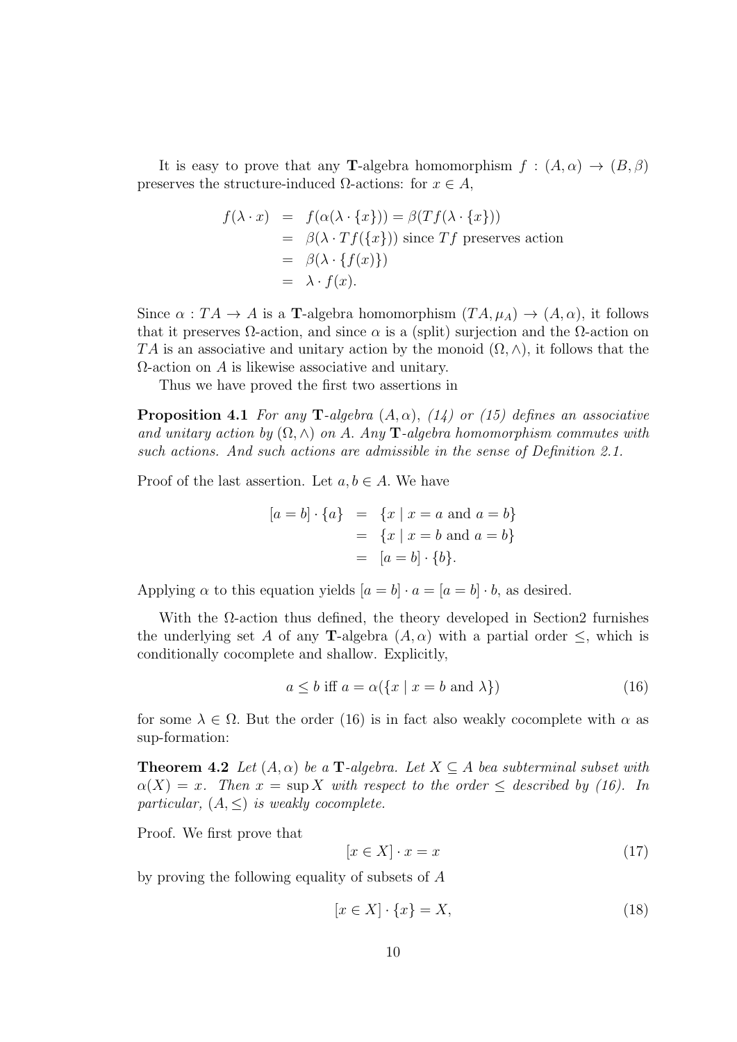It is easy to prove that any **T**-algebra homomorphism $f : (A, \alpha) \to (B, \beta)$ preserves the structure-induced $\Omega$-actions: for $x \in A$,

$$
\begin{aligned}
f(\lambda \cdot x) &= f(\alpha(\lambda \cdot \{x\})) = \beta(Tf(\lambda \cdot \{x\})) \\
&= \beta(\lambda \cdot Tf(\{x\})) \text{ since } Tf \text{ preserves action} \\
&= \beta(\lambda \cdot \{f(x)\}) \\
&= \lambda \cdot f(x).
\end{aligned}
$$

Since $\alpha : TA \to A$ is a **T**-algebra homomorphism $(TA, \mu_A) \to (A, \alpha)$, it follows that it preserves $\Omega$-action, and since $\alpha$ is a (split) surjection and the $\Omega$-action on $TA$ is an associative and unitary action by the monoid $(\Omega, \wedge)$, it follows that the $\Omega$-action on $A$ is likewise associative and unitary.

Thus we have proved the first two assertions in

**Proposition 4.1** *For any* **T***-algebra* $(A, \alpha)$*, (14) or (15) defines an associative and unitary action by* $(\Omega, \wedge)$ *on* $A$*. Any* **T***-algebra homomorphism commutes with such actions. And such actions are admissible in the sense of Definition 2.1.*

Proof of the last assertion. Let $a, b \in A$. We have

$$
\begin{aligned}
[a = b] \cdot \{a\} &= \{x \mid x = a \text{ and } a = b\} \\
&= \{x \mid x = b \text{ and } a = b\} \\
&= [a = b] \cdot \{b\}.
\end{aligned}
$$

Applying $\alpha$ to this equation yields $[a = b] \cdot a = [a = b] \cdot b$, as desired.

With the $\Omega$-action thus defined, the theory developed in Section2 furnishes the underlying set $A$ of any **T**-algebra $(A, \alpha)$ with a partial order $\leq$, which is conditionally cocomplete and shallow. Explicitly,

$$
a \leq b \text{ iff } a = \alpha(\{x \mid x = b \text{ and } \lambda\}) \tag{16}
$$

for some $\lambda \in \Omega$. But the order (16) is in fact also weakly cocomplete with $\alpha$ as sup-formation:

**Theorem 4.2** *Let* $(A, \alpha)$ *be a* **T***-algebra. Let* $X \subseteq A$ *bea subterminal subset with* $\alpha(X) = x$*. Then* $x = \sup X$ *with respect to the order* $\leq$ *described by (16). In particular,* $(A, \leq)$ *is weakly cocomplete.*

Proof. We first prove that

$$
[x \in X] \cdot x = x \tag{17}
$$

by proving the following equality of subsets of $A$

$$
[x \in X] \cdot \{x\} = X, \tag{18}
$$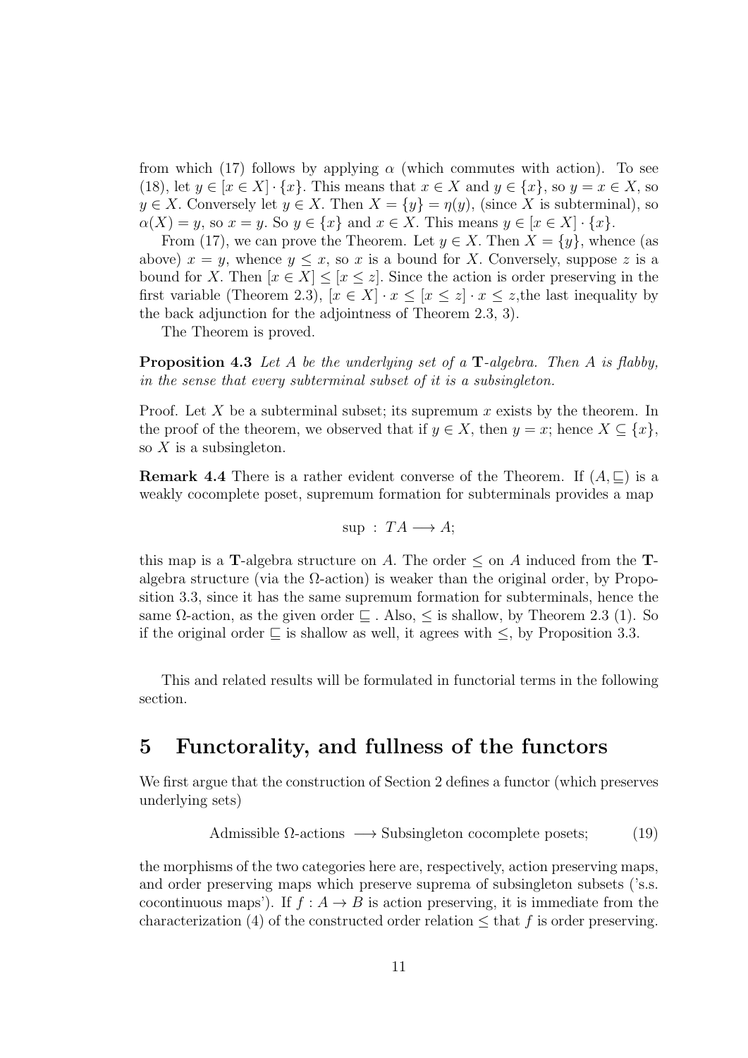from which (17) follows by applying $\alpha$ (which commutes with action). To see (18), let $y \in [x \in X] \cdot \{x\}$. This means that $x \in X$ and $y \in \{x\}$, so $y = x \in X$, so $y \in X$. Conversely let $y \in X$. Then $X = \{y\} = \eta(y)$, (since $X$ is subterminal), so $\alpha(X) = y$, so $x = y$. So $y \in \{x\}$ and $x \in X$. This means $y \in [x \in X] \cdot \{x\}$.

From (17), we can prove the Theorem. Let $y \in X$. Then $X = \{y\}$, whence (as above) $x = y$, whence $y \leq x$, so $x$ is a bound for $X$. Conversely, suppose $z$ is a bound for $X$. Then $[x \in X] \leq [x \leq z]$. Since the action is order preserving in the first variable (Theorem 2.3), $[x \in X] \cdot x \leq [x \leq z] \cdot x \leq z$,the last inequality by the back adjunction for the adjointness of Theorem 2.3, 3).

The Theorem is proved.

**Proposition 4.3** *Let $A$ be the underlying set of a $\mathbf{T}$-algebra. Then $A$ is flabby, in the sense that every subterminal subset of it is a subsingleton.*

Proof. Let $X$ be a subterminal subset; its supremum $x$ exists by the theorem. In the proof of the theorem, we observed that if $y \in X$, then $y = x$; hence $X \subseteq \{x\}$, so $X$ is a subsingleton.

**Remark 4.4** There is a rather evident converse of the Theorem. If $(A, \sqsubseteq)$ is a weakly cocomplete poset, supremum formation for subterminals provides a map

$$\sup \; : \; TA \longrightarrow A;$$

this map is a $\mathbf{T}$-algebra structure on $A$. The order $\leq$ on $A$ induced from the $\mathbf{T}$-algebra structure (via the $\Omega$-action) is weaker than the original order, by Proposition 3.3, since it has the same supremum formation for subterminals, hence the same $\Omega$-action, as the given order $\sqsubseteq$ . Also, $\leq$ is shallow, by Theorem 2.3 (1). So if the original order $\sqsubseteq$ is shallow as well, it agrees with $\leq$, by Proposition 3.3.

This and related results will be formulated in functorial terms in the following section.

## 5 Functorality, and fullness of the functors

We first argue that the construction of Section 2 defines a functor (which preserves underlying sets)

$$\text{Admissible } \Omega\text{-actions} \longrightarrow \text{Subsingleton cocomplete posets;} \qquad (19)$$

the morphisms of the two categories here are, respectively, action preserving maps, and order preserving maps which preserve suprema of subsingleton subsets ('s.s. cocontinuous maps'). If $f : A \to B$ is action preserving, it is immediate from the characterization (4) of the constructed order relation $\leq$ that $f$ is order preserving.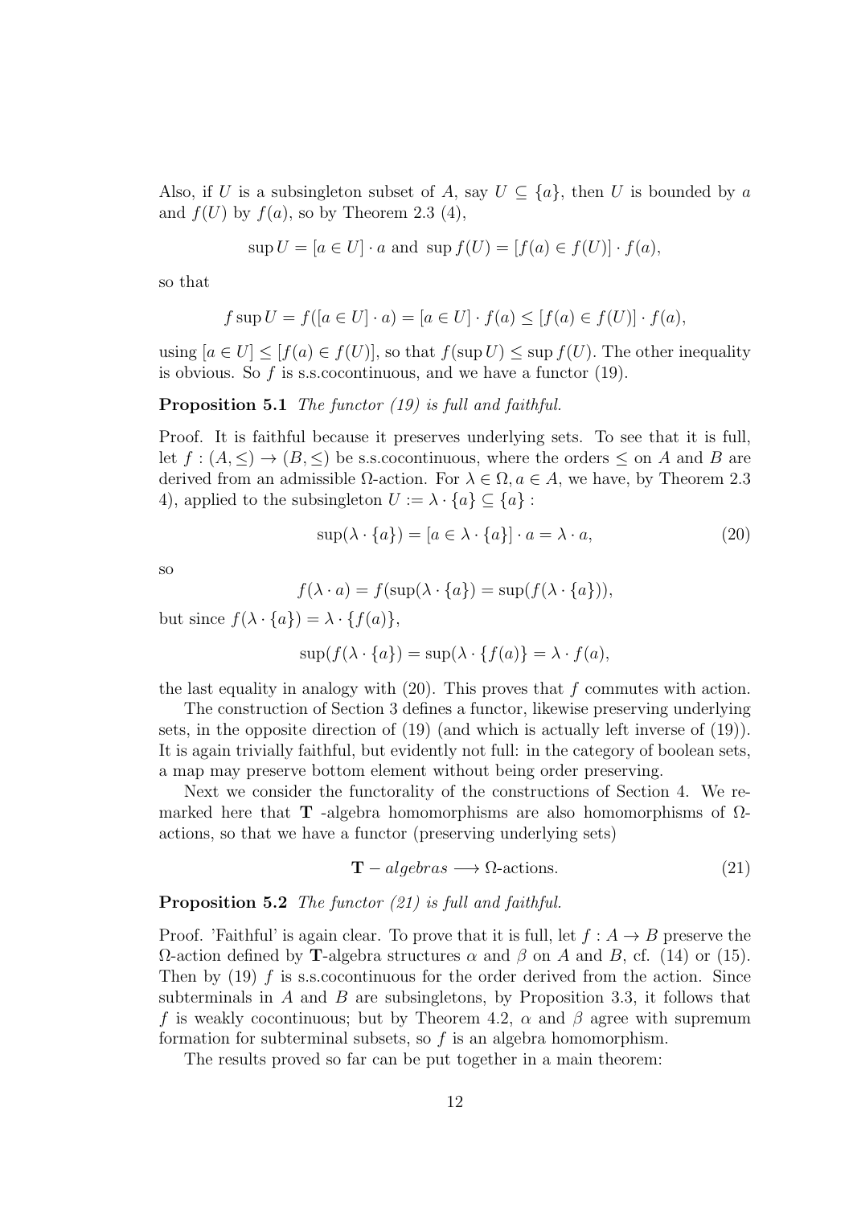Also, if $U$ is a subsingleton subset of $A$, say $U \subseteq \{a\}$, then $U$ is bounded by $a$ and $f(U)$ by $f(a)$, so by Theorem 2.3 (4),

$$\sup U = [a \in U] \cdot a \text{ and } \sup f(U) = [f(a) \in f(U)] \cdot f(a),$$

so that

$$f \sup U = f([a \in U] \cdot a) = [a \in U] \cdot f(a) \leq [f(a) \in f(U)] \cdot f(a),$$

using $[a \in U] \leq [f(a) \in f(U)]$, so that $f(\sup U) \leq \sup f(U)$. The other inequality is obvious. So $f$ is s.s.cocontinuous, and we have a functor (19).

**Proposition 5.1** *The functor (19) is full and faithful.*

Proof. It is faithful because it preserves underlying sets. To see that it is full, let $f : (A, \leq) \to (B, \leq)$ be s.s.cocontinuous, where the orders $\leq$ on $A$ and $B$ are derived from an admissible $\Omega$-action. For $\lambda \in \Omega, a \in A$, we have, by Theorem 2.3 4), applied to the subsingleton $U := \lambda \cdot \{a\} \subseteq \{a\}$ :

$$\sup(\lambda \cdot \{a\}) = [a \in \lambda \cdot \{a\}] \cdot a = \lambda \cdot a, \tag{20}$$

so

$$f(\lambda \cdot a) = f(\sup(\lambda \cdot \{a\}) = \sup(f(\lambda \cdot \{a\})),$$

but since $f(\lambda \cdot \{a\}) = \lambda \cdot \{f(a)\}$,

$$\sup(f(\lambda \cdot \{a\}) = \sup(\lambda \cdot \{f(a)\} = \lambda \cdot f(a),$$

the last equality in analogy with (20). This proves that $f$ commutes with action.

The construction of Section 3 defines a functor, likewise preserving underlying sets, in the opposite direction of (19) (and which is actually left inverse of (19)). It is again trivially faithful, but evidently not full: in the category of boolean sets, a map may preserve bottom element without being order preserving.

Next we consider the functorality of the constructions of Section 4. We remarked here that $\mathbf{T}$ -algebra homomorphisms are also homomorphisms of $\Omega$-actions, so that we have a functor (preserving underlying sets)

$$\mathbf{T} - algebras \longrightarrow \Omega\text{-actions.} \tag{21}$$

**Proposition 5.2** *The functor (21) is full and faithful.*

Proof. 'Faithful' is again clear. To prove that it is full, let $f : A \to B$ preserve the $\Omega$-action defined by $\mathbf{T}$-algebra structures $\alpha$ and $\beta$ on $A$ and $B$, cf. (14) or (15). Then by (19) $f$ is s.s.cocontinuous for the order derived from the action. Since subterminals in $A$ and $B$ are subsingletons, by Proposition 3.3, it follows that $f$ is weakly cocontinuous; but by Theorem 4.2, $\alpha$ and $\beta$ agree with supremum formation for subterminal subsets, so $f$ is an algebra homomorphism.

The results proved so far can be put together in a main theorem: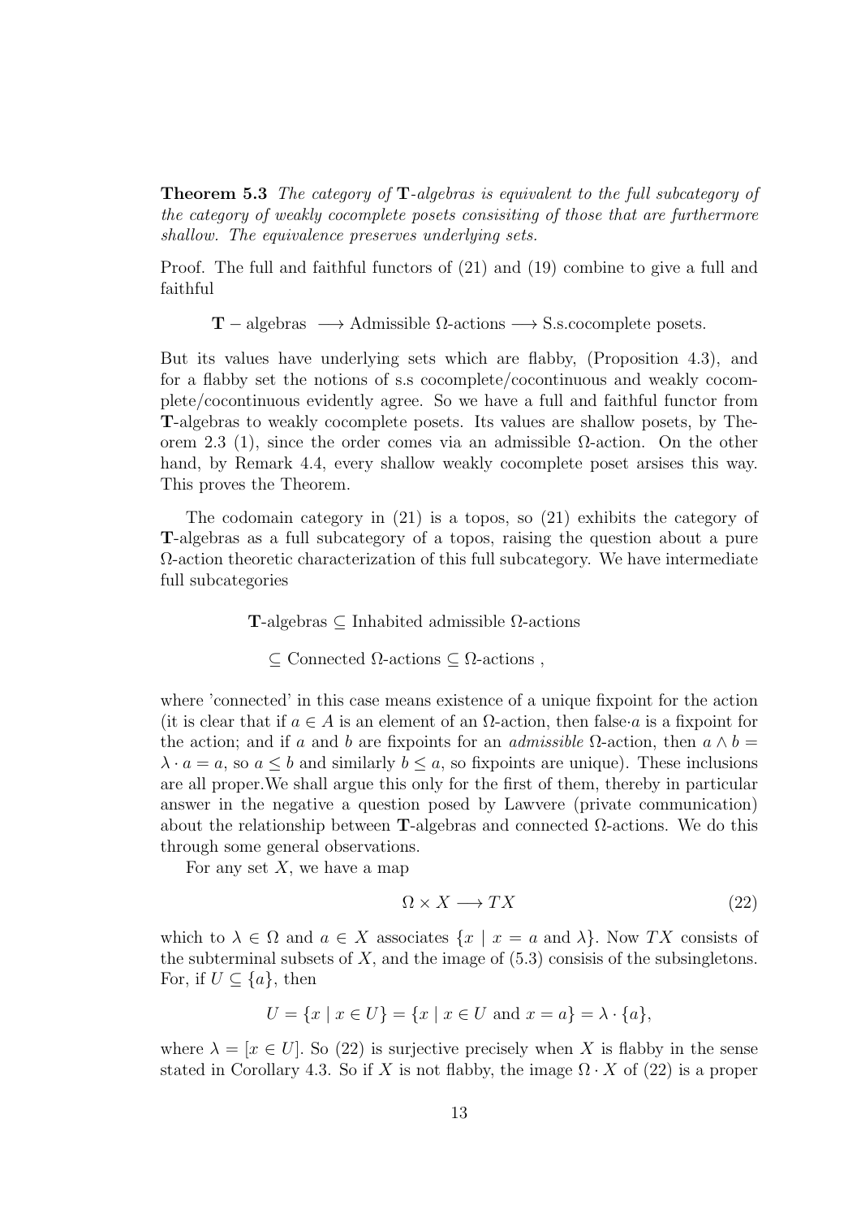**Theorem 5.3** *The category of* **T***-algebras is equivalent to the full subcategory of the category of weakly cocomplete posets consisiting of those that are furthermore shallow. The equivalence preserves underlying sets.*

Proof. The full and faithful functors of (21) and (19) combine to give a full and faithful

$$\mathbf{T}-\text{algebras} \longrightarrow \text{Admissible } \Omega\text{-actions} \longrightarrow \text{S.s.cocomplete posets.}$$

But its values have underlying sets which are flabby, (Proposition 4.3), and for a flabby set the notions of s.s cocomplete/cocontinuous and weakly cocomplete/cocontinuous evidently agree. So we have a full and faithful functor from **T**-algebras to weakly cocomplete posets. Its values are shallow posets, by Theorem 2.3 (1), since the order comes via an admissible $\Omega$-action. On the other hand, by Remark 4.4, every shallow weakly cocomplete poset arsises this way. This proves the Theorem.

The codomain category in (21) is a topos, so (21) exhibits the category of **T**-algebras as a full subcategory of a topos, raising the question about a pure $\Omega$-action theoretic characterization of this full subcategory. We have intermediate full subcategories

$$\mathbf{T}\text{-algebras} \subseteq \text{Inhabited admissible } \Omega\text{-actions}$$

$$\subseteq \text{Connected } \Omega\text{-actions} \subseteq \Omega\text{-actions}\ ,$$

where 'connected' in this case means existence of a unique fixpoint for the action (it is clear that if $a \in A$ is an element of an $\Omega$-action, then false$\cdot a$ is a fixpoint for the action; and if $a$ and $b$ are fixpoints for an *admissible* $\Omega$-action, then $a \wedge b = \lambda \cdot a = a$, so $a \leq b$ and similarly $b \leq a$, so fixpoints are unique). These inclusions are all proper.We shall argue this only for the first of them, thereby in particular answer in the negative a question posed by Lawvere (private communication) about the relationship between **T**-algebras and connected $\Omega$-actions. We do this through some general observations.

For any set $X$, we have a map

$$\Omega \times X \longrightarrow TX \tag{22}$$

which to $\lambda \in \Omega$ and $a \in X$ associates $\{x \mid x = a \text{ and } \lambda\}$. Now $TX$ consists of the subterminal subsets of $X$, and the image of (5.3) consisis of the subsingletons. For, if $U \subseteq \{a\}$, then

$$U = \{x \mid x \in U\} = \{x \mid x \in U \text{ and } x = a\} = \lambda \cdot \{a\},$$

where $\lambda = [x \in U]$. So (22) is surjective precisely when $X$ is flabby in the sense stated in Corollary 4.3. So if $X$ is not flabby, the image $\Omega \cdot X$ of (22) is a proper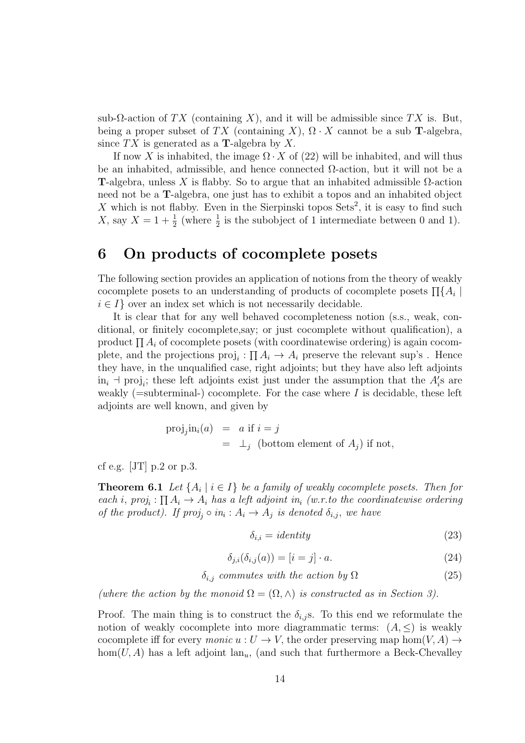sub-$\Omega$-action of $TX$ (containing $X$), and it will be admissible since $TX$ is. But, being a proper subset of $TX$ (containing $X$), $\Omega \cdot X$ cannot be a sub **T**-algebra, since $TX$ is generated as a **T**-algebra by $X$.

If now $X$ is inhabited, the image $\Omega \cdot X$ of (22) will be inhabited, and will thus be an inhabited, admissible, and hence connected $\Omega$-action, but it will not be a **T**-algebra, unless $X$ is flabby. So to argue that an inhabited admissible $\Omega$-action need not be a **T**-algebra, one just has to exhibit a topos and an inhabited object $X$ which is not flabby. Even in the Sierpinski topos $\mathrm{Sets}^2$, it is easy to find such $X$, say $X = 1 + \frac{1}{2}$ (where $\frac{1}{2}$ is the subobject of 1 intermediate between 0 and 1).

## 6 On products of cocomplete posets

The following section provides an application of notions from the theory of weakly cocomplete posets to an understanding of products of cocomplete posets $\prod\{A_i \mid i \in I\}$ over an index set which is not necessarily decidable.

It is clear that for any well behaved cocompleteness notion (s.s., weak, conditional, or finitely cocomplete,say; or just cocomplete without qualification), a product $\prod A_i$ of cocomplete posets (with coordinatewise ordering) is again cocomplete, and the projections $\mathrm{proj}_i : \prod A_i \to A_i$ preserve the relevant sup's . Hence they have, in the unqualified case, right adjoints; but they have also left adjoints $\mathrm{in}_i \dashv \mathrm{proj}_i$; these left adjoints exist just under the assumption that the $A_i'$s are weakly (=subterminal-) cocomplete. For the case where $I$ is decidable, these left adjoints are well known, and given by

$$
\begin{aligned}
\mathrm{proj}_j \mathrm{in}_i(a) &= a \text{ if } i = j \\
&= \bot_j \;\; \text{(bottom element of } A_j\text{) if not,}
\end{aligned}
$$

cf e.g. [JT] p.2 or p.3.

**Theorem 6.1** *Let $\{A_i \mid i \in I\}$ be a family of weakly cocomplete posets. Then for each $i$, $\mathrm{proj}_i : \prod A_i \to A_i$ has a left adjoint $\mathrm{in}_i$ (w.r.to the coordinatewise ordering of the product). If $\mathrm{proj}_j \circ \mathrm{in}_i : A_i \to A_j$ is denoted $\delta_{i,j}$, we have*

$$
\delta_{i,i} = \textit{identity} \tag{23}
$$

$$
\delta_{j,i}(\delta_{i,j}(a)) = [i = j] \cdot a. \tag{24}
$$

$$
\delta_{i,j} \textit{ commutes with the action by } \Omega \tag{25}
$$

*(where the action by the monoid $\Omega = (\Omega, \wedge)$ is constructed as in Section 3).*

Proof. The main thing is to construct the $\delta_{i,j}$s. To this end we reformulate the notion of weakly cocomplete into more diagrammatic terms: $(A, \leq)$ is weakly cocomplete iff for every *monic* $u : U \to V$, the order preserving map $\hom(V, A) \to \hom(U, A)$ has a left adjoint $\mathrm{lan}_u$, (and such that furthermore a Beck-Chevalley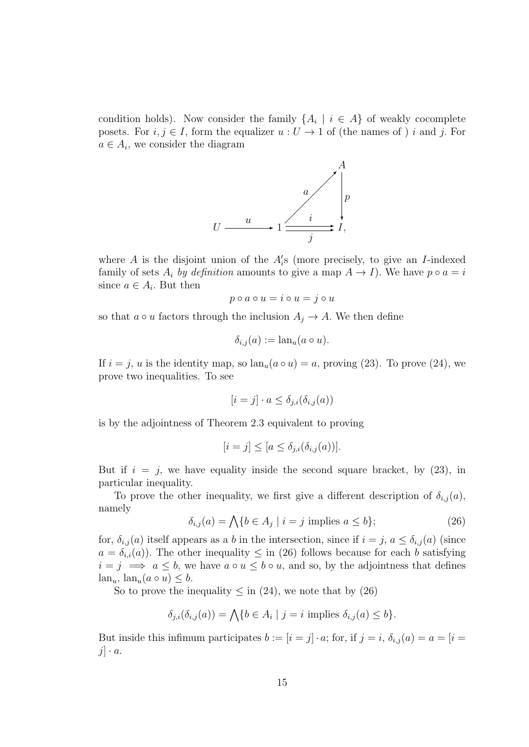condition holds). Now consider the family $\{A_i \mid i \in A\}$ of weakly cocomplete posets. For $i, j \in I$, form the equalizer $u : U \to 1$ of (the names of ) $i$ and $j$. For $a \in A_i$, we consider the diagram

$$\begin{array}{ccccc} & & & & A \\ & & & \overset{a}{\nearrow} & \big\downarrow p \\ U & \xrightarrow{\ u\ } & 1 & \underset{j}{\overset{i}{\rightrightarrows}} & I, \end{array}$$

where $A$ is the disjoint union of the $A_i'$s (more precisely, to give an $I$-indexed family of sets $A_i$ *by definition* amounts to give a map $A \to I$). We have $p \circ a = i$ since $a \in A_i$. But then

$$p \circ a \circ u = i \circ u = j \circ u$$

so that $a \circ u$ factors through the inclusion $A_j \to A$. We then define

$$\delta_{i,j}(a) := \mathrm{lan}_u(a \circ u).$$

If $i = j$, $u$ is the identity map, so $\mathrm{lan}_u(a \circ u) = a$, proving (23). To prove (24), we prove two inequalities. To see

$$[i = j] \cdot a \leq \delta_{j,i}(\delta_{i,j}(a))$$

is by the adjointness of Theorem 2.3 equivalent to proving

$$[i = j] \leq [a \leq \delta_{j,i}(\delta_{i,j}(a))].$$

But if $i = j$, we have equality inside the second square bracket, by (23), in particular inequality.

To prove the other inequality, we first give a different description of $\delta_{i,j}(a)$, namely

$$\delta_{i,j}(a) = \bigwedge \{b \in A_j \mid i = j \text{ implies } a \leq b\}; \tag{26}$$

for, $\delta_{i,j}(a)$ itself appears as a $b$ in the intersection, since if $i = j$, $a \leq \delta_{i,j}(a)$ (since $a = \delta_{i,i}(a)$). The other inequality $\leq$ in (26) follows because for each $b$ satisfying $i = j \implies a \leq b$, we have $a \circ u \leq b \circ u$, and so, by the adjointness that defines $\mathrm{lan}_u$, $\mathrm{lan}_u(a \circ u) \leq b$.

So to prove the inequality $\leq$ in (24), we note that by (26)

$$\delta_{j,i}(\delta_{i,j}(a)) = \bigwedge \{b \in A_i \mid j = i \text{ implies } \delta_{i,j}(a) \leq b\}.$$

But inside this infimum participates $b := [i = j] \cdot a$; for, if $j = i$, $\delta_{i,j}(a) = a = [i = j] \cdot a$.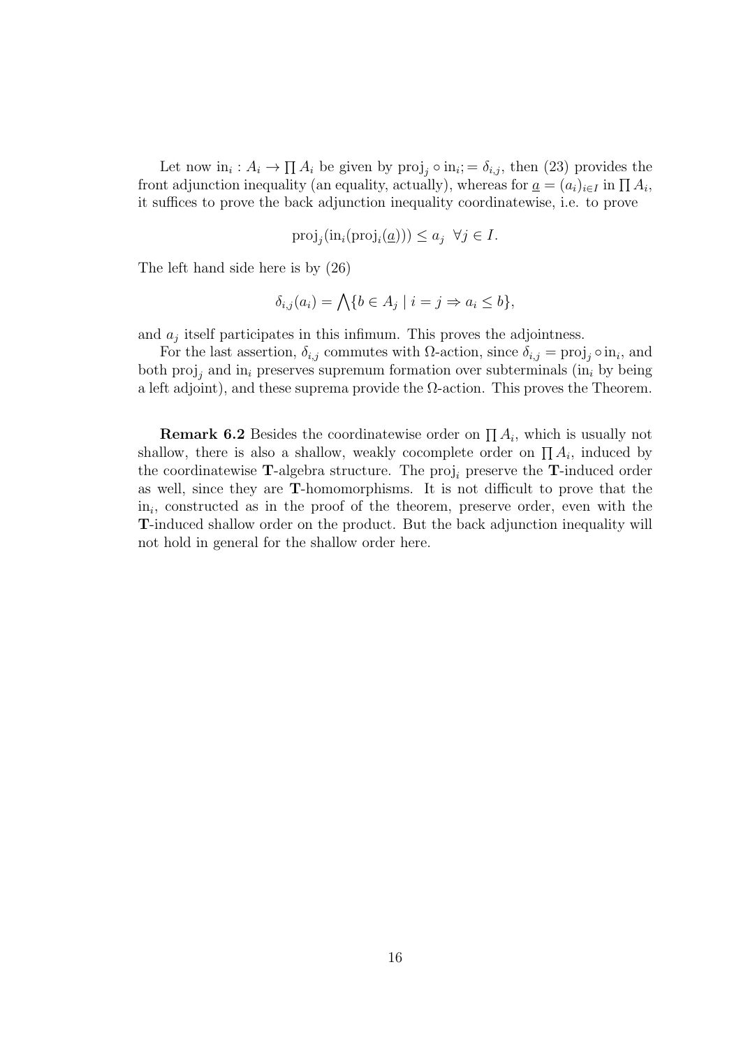Let now $\mathrm{in}_i : A_i \to \prod A_i$ be given by $\mathrm{proj}_j \circ \mathrm{in}_i; = \delta_{i,j}$, then (23) provides the front adjunction inequality (an equality, actually), whereas for $\underline{a} = (a_i)_{i \in I}$ in $\prod A_i$, it suffices to prove the back adjunction inequality coordinatewise, i.e. to prove

$$\mathrm{proj}_j(\mathrm{in}_i(\mathrm{proj}_i(\underline{a}))) \leq a_j \;\; \forall j \in I.$$

The left hand side here is by (26)

$$\delta_{i,j}(a_i) = \bigwedge \{ b \in A_j \mid i = j \Rightarrow a_i \leq b \},$$

and $a_j$ itself participates in this infimum. This proves the adjointness.

For the last assertion, $\delta_{i,j}$ commutes with $\Omega$-action, since $\delta_{i,j} = \mathrm{proj}_j \circ \mathrm{in}_i$, and both $\mathrm{proj}_j$ and $\mathrm{in}_i$ preserves supremum formation over subterminals ($\mathrm{in}_i$ by being a left adjoint), and these suprema provide the $\Omega$-action. This proves the Theorem.

**Remark 6.2** Besides the coordinatewise order on $\prod A_i$, which is usually not shallow, there is also a shallow, weakly cocomplete order on $\prod A_i$, induced by the coordinatewise **T**-algebra structure. The $\mathrm{proj}_i$ preserve the **T**-induced order as well, since they are **T**-homomorphisms. It is not difficult to prove that the $\mathrm{in}_i$, constructed as in the proof of the theorem, preserve order, even with the **T**-induced shallow order on the product. But the back adjunction inequality will not hold in general for the shallow order here.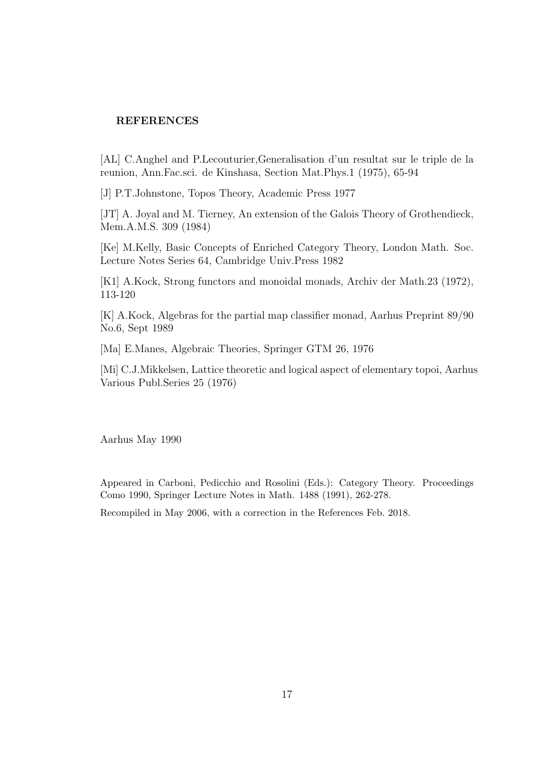**REFERENCES**

[AL] C.Anghel and P.Lecouturier,Generalisation d'un resultat sur le triple de la reunion, Ann.Fac.sci. de Kinshasa, Section Mat.Phys.1 (1975), 65-94

[J] P.T.Johnstone, Topos Theory, Academic Press 1977

[JT] A. Joyal and M. Tierney, An extension of the Galois Theory of Grothendieck, Mem.A.M.S. 309 (1984)

[Ke] M.Kelly, Basic Concepts of Enriched Category Theory, London Math. Soc. Lecture Notes Series 64, Cambridge Univ.Press 1982

[K1] A.Kock, Strong functors and monoidal monads, Archiv der Math.23 (1972), 113-120

[K] A.Kock, Algebras for the partial map classifier monad, Aarhus Preprint 89/90 No.6, Sept 1989

[Ma] E.Manes, Algebraic Theories, Springer GTM 26, 1976

[Mi] C.J.Mikkelsen, Lattice theoretic and logical aspect of elementary topoi, Aarhus Various Publ.Series 25 (1976)

Aarhus May 1990

Appeared in Carboni, Pedicchio and Rosolini (Eds.): Category Theory. Proceedings Como 1990, Springer Lecture Notes in Math. 1488 (1991), 262-278.

Recompiled in May 2006, with a correction in the References Feb. 2018.